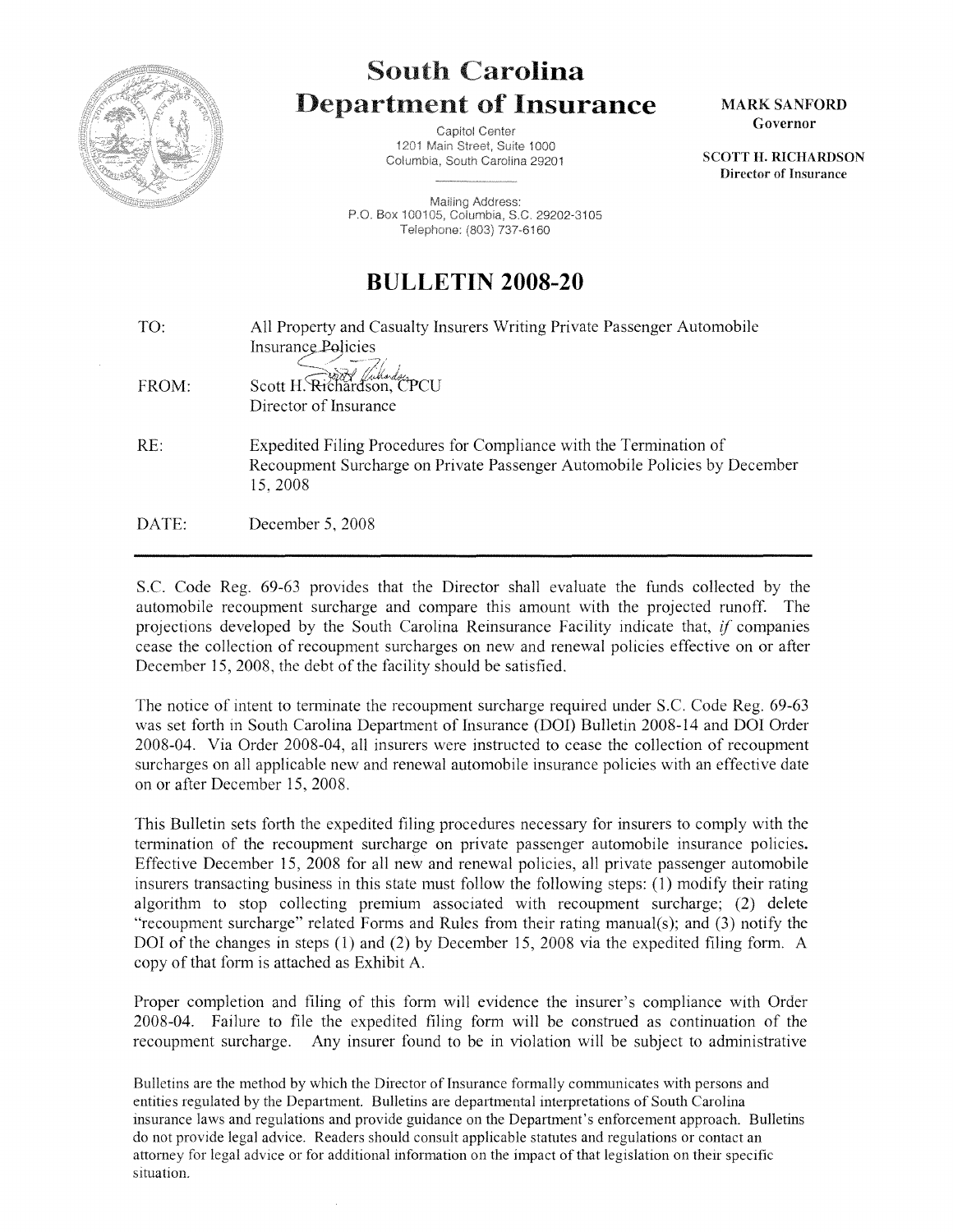# South Carolina Department of Insurance

Capitol Center
1201 Main Street, Suite 1000
Columbia, South Carolina 29201

Mailing Address:
P.O. Box 100105, Columbia, S.C. 29202-3105
Telephone: (803) 737-6160

**MARK SANFORD**
Governor

**SCOTT H. RICHARDSON**
Director of Insurance

## BULLETIN 2008-20

TO: All Property and Casualty Insurers Writing Private Passenger Automobile Insurance Policies

FROM: Scott H. Richardson, CPCU
Director of Insurance

RE: Expedited Filing Procedures for Compliance with the Termination of Recoupment Surcharge on Private Passenger Automobile Policies by December 15, 2008

DATE: December 5, 2008

---

S.C. Code Reg. 69-63 provides that the Director shall evaluate the funds collected by the automobile recoupment surcharge and compare this amount with the projected runoff. The projections developed by the South Carolina Reinsurance Facility indicate that, *if* companies cease the collection of recoupment surcharges on new and renewal policies effective on or after December 15, 2008, the debt of the facility should be satisfied.

The notice of intent to terminate the recoupment surcharge required under S.C. Code Reg. 69-63 was set forth in South Carolina Department of Insurance (DOI) Bulletin 2008-14 and DOI Order 2008-04. Via Order 2008-04, all insurers were instructed to cease the collection of recoupment surcharges on all applicable new and renewal automobile insurance policies with an effective date on or after December 15, 2008.

This Bulletin sets forth the expedited filing procedures necessary for insurers to comply with the termination of the recoupment surcharge on private passenger automobile insurance policies. Effective December 15, 2008 for all new and renewal policies, all private passenger automobile insurers transacting business in this state must follow the following steps: (1) modify their rating algorithm to stop collecting premium associated with recoupment surcharge; (2) delete "recoupment surcharge" related Forms and Rules from their rating manual(s); and (3) notify the DOI of the changes in steps (1) and (2) by December 15, 2008 via the expedited filing form. A copy of that form is attached as Exhibit A.

Proper completion and filing of this form will evidence the insurer's compliance with Order 2008-04. Failure to file the expedited filing form will be construed as continuation of the recoupment surcharge. Any insurer found to be in violation will be subject to administrative

Bulletins are the method by which the Director of Insurance formally communicates with persons and entities regulated by the Department. Bulletins are departmental interpretations of South Carolina insurance laws and regulations and provide guidance on the Department's enforcement approach. Bulletins do not provide legal advice. Readers should consult applicable statutes and regulations or contact an attorney for legal advice or for additional information on the impact of that legislation on their specific situation.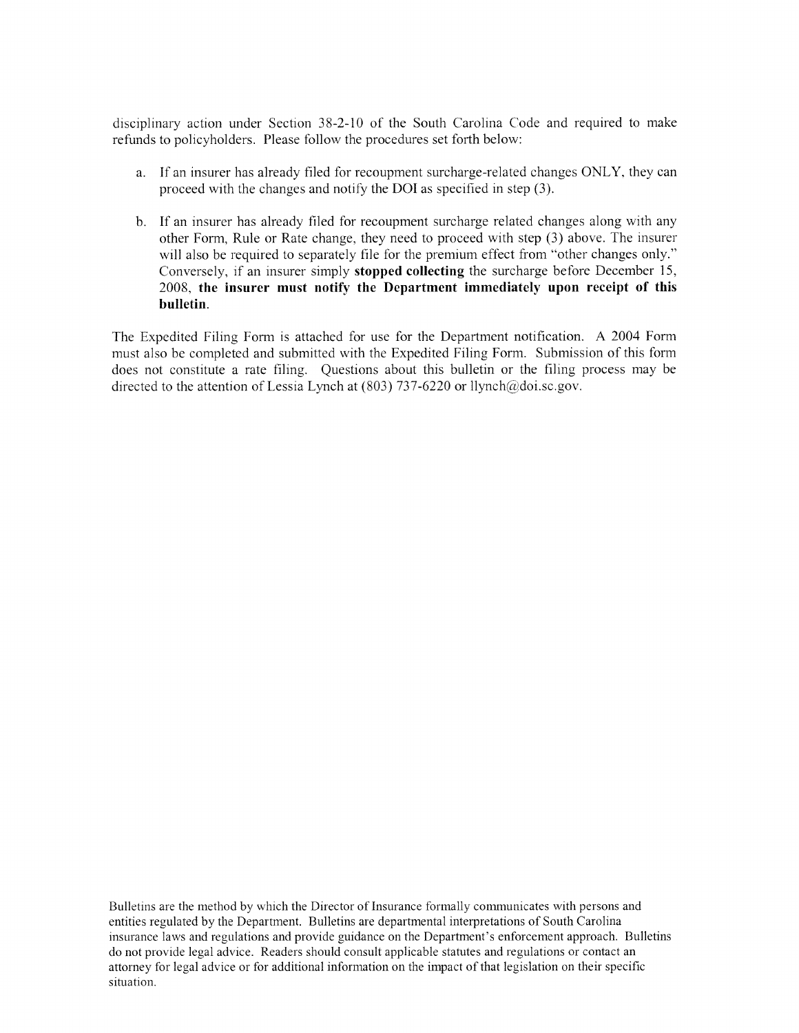disciplinary action under Section 38-2-10 of the South Carolina Code and required to make refunds to policyholders. Please follow the procedures set forth below:

a. If an insurer has already filed for recoupment surcharge-related changes ONLY, they can proceed with the changes and notify the DOI as specified in step (3).

b. If an insurer has already filed for recoupment surcharge related changes along with any other Form, Rule or Rate change, they need to proceed with step (3) above. The insurer will also be required to separately file for the premium effect from "other changes only." Conversely, if an insurer simply **stopped collecting** the surcharge before December 15, 2008, **the insurer must notify the Department immediately upon receipt of this bulletin**.

The Expedited Filing Form is attached for use for the Department notification. A 2004 Form must also be completed and submitted with the Expedited Filing Form. Submission of this form does not constitute a rate filing. Questions about this bulletin or the filing process may be directed to the attention of Lessia Lynch at (803) 737-6220 or llynch@doi.sc.gov.

Bulletins are the method by which the Director of Insurance formally communicates with persons and entities regulated by the Department. Bulletins are departmental interpretations of South Carolina insurance laws and regulations and provide guidance on the Department's enforcement approach. Bulletins do not provide legal advice. Readers should consult applicable statutes and regulations or contact an attorney for legal advice or for additional information on the impact of that legislation on their specific situation.